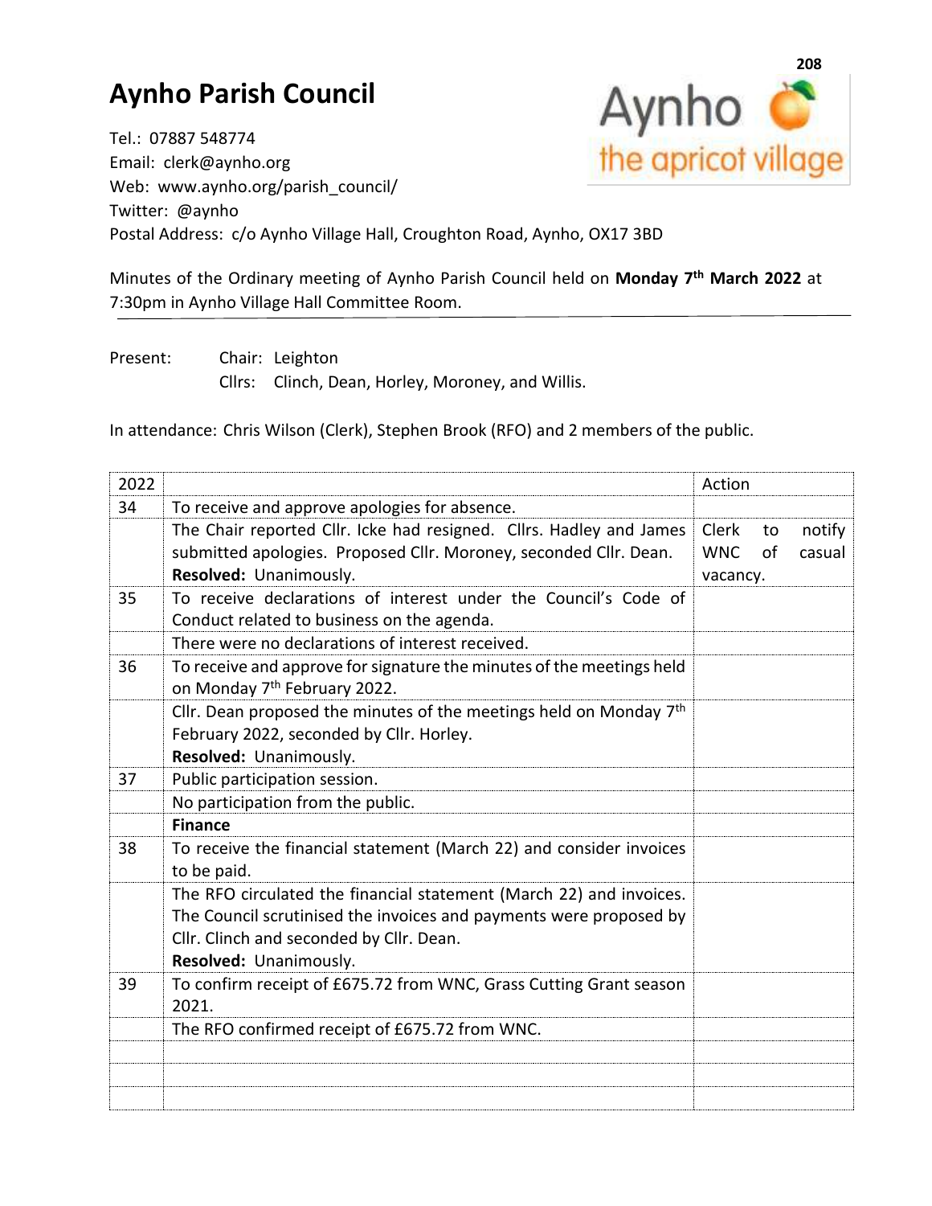# Aynho Parish Council

Tel.: 07887 548774
Email: clerk@aynho.org
Web: www.aynho.org/parish_council/
Twitter: @aynho
Postal Address: c/o Aynho Village Hall, Croughton Road, Aynho, OX17 3BD

Minutes of the Ordinary meeting of Aynho Parish Council held on **Monday 7th March 2022** at 7:30pm in Aynho Village Hall Committee Room.

Present: Chair: Leighton
Cllrs: Clinch, Dean, Horley, Moroney, and Willis.

In attendance: Chris Wilson (Clerk), Stephen Brook (RFO) and 2 members of the public.

| 2022 | | Action |
|---|---|---|
| 34 | To receive and approve apologies for absence. | |
| | The Chair reported Cllr. Icke had resigned. Cllrs. Hadley and James submitted apologies. Proposed Cllr. Moroney, seconded Cllr. Dean. **Resolved:** Unanimously. | Clerk to notify WNC of casual vacancy. |
| 35 | To receive declarations of interest under the Council's Code of Conduct related to business on the agenda. | |
| | There were no declarations of interest received. | |
| 36 | To receive and approve for signature the minutes of the meetings held on Monday 7th February 2022. | |
| | Cllr. Dean proposed the minutes of the meetings held on Monday 7th February 2022, seconded by Cllr. Horley. **Resolved:** Unanimously. | |
| 37 | Public participation session. | |
| | No participation from the public. | |
| | **Finance** | |
| 38 | To receive the financial statement (March 22) and consider invoices to be paid. | |
| | The RFO circulated the financial statement (March 22) and invoices. The Council scrutinised the invoices and payments were proposed by Cllr. Clinch and seconded by Cllr. Dean. **Resolved:** Unanimously. | |
| 39 | To confirm receipt of £675.72 from WNC, Grass Cutting Grant season 2021. | |
| | The RFO confirmed receipt of £675.72 from WNC. | |
| | | |
| | | |
| | | |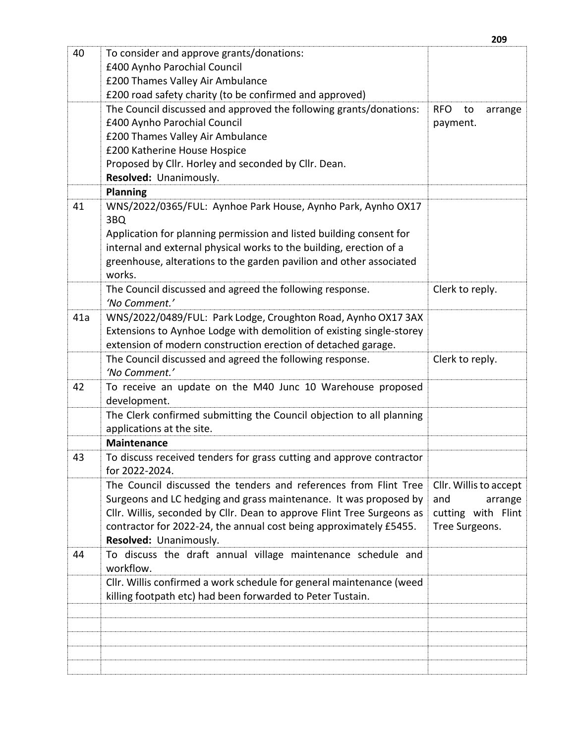| | | |
|---|---|---|
| 40 | To consider and approve grants/donations:<br>£400 Aynho Parochial Council<br>£200 Thames Valley Air Ambulance<br>£200 road safety charity (to be confirmed and approved) | |
| | The Council discussed and approved the following grants/donations:<br>£400 Aynho Parochial Council<br>£200 Thames Valley Air Ambulance<br>£200 Katherine House Hospice<br>Proposed by Cllr. Horley and seconded by Cllr. Dean.<br>**Resolved:** Unanimously. | RFO to arrange payment. |
| | **Planning** | |
| 41 | WNS/2022/0365/FUL: Aynhoe Park House, Aynho Park, Aynho OX17 3BQ<br>Application for planning permission and listed building consent for internal and external physical works to the building, erection of a greenhouse, alterations to the garden pavilion and other associated works. | |
| | The Council discussed and agreed the following response.<br>*'No Comment.'* | Clerk to reply. |
| 41a | WNS/2022/0489/FUL: Park Lodge, Croughton Road, Aynho OX17 3AX<br>Extensions to Aynhoe Lodge with demolition of existing single-storey extension of modern construction erection of detached garage. | |
| | The Council discussed and agreed the following response.<br>*'No Comment.'* | Clerk to reply. |
| 42 | To receive an update on the M40 Junc 10 Warehouse proposed development. | |
| | The Clerk confirmed submitting the Council objection to all planning applications at the site. | |
| | **Maintenance** | |
| 43 | To discuss received tenders for grass cutting and approve contractor for 2022-2024. | |
| | The Council discussed the tenders and references from Flint Tree Surgeons and LC hedging and grass maintenance. It was proposed by Cllr. Willis, seconded by Cllr. Dean to approve Flint Tree Surgeons as contractor for 2022-24, the annual cost being approximately £5455.<br>**Resolved:** Unanimously. | Cllr. Willis to accept and arrange cutting with Flint Tree Surgeons. |
| 44 | To discuss the draft annual village maintenance schedule and workflow. | |
| | Cllr. Willis confirmed a work schedule for general maintenance (weed killing footpath etc) had been forwarded to Peter Tustain. | |
| | | |
| | | |
| | | |
| | | |
| | | |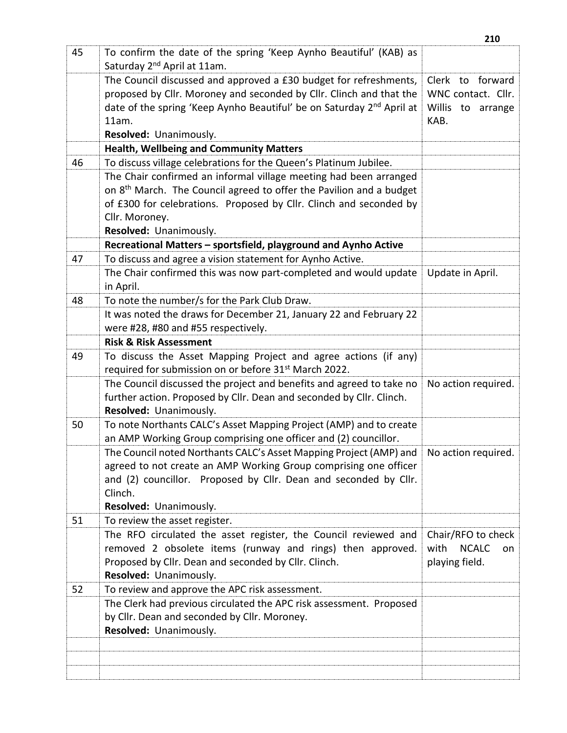| | | |
|---|---|---|
| 45 | To confirm the date of the spring 'Keep Aynho Beautiful' (KAB) as Saturday 2nd April at 11am. | |
| | The Council discussed and approved a £30 budget for refreshments, proposed by Cllr. Moroney and seconded by Cllr. Clinch and that the date of the spring 'Keep Aynho Beautiful' be on Saturday 2nd April at 11am.<br>**Resolved:** Unanimously. | Clerk to forward WNC contact. Cllr. Willis to arrange KAB. |
| | **Health, Wellbeing and Community Matters** | |
| 46 | To discuss village celebrations for the Queen's Platinum Jubilee. | |
| | The Chair confirmed an informal village meeting had been arranged on 8th March. The Council agreed to offer the Pavilion and a budget of £300 for celebrations. Proposed by Cllr. Clinch and seconded by Cllr. Moroney.<br>**Resolved:** Unanimously. | |
| | **Recreational Matters – sportsfield, playground and Aynho Active** | |
| 47 | To discuss and agree a vision statement for Aynho Active. | |
| | The Chair confirmed this was now part-completed and would update in April. | Update in April. |
| 48 | To note the number/s for the Park Club Draw. | |
| | It was noted the draws for December 21, January 22 and February 22 were #28, #80 and #55 respectively. | |
| | **Risk & Risk Assessment** | |
| 49 | To discuss the Asset Mapping Project and agree actions (if any) required for submission on or before 31st March 2022. | |
| | The Council discussed the project and benefits and agreed to take no further action. Proposed by Cllr. Dean and seconded by Cllr. Clinch.<br>**Resolved:** Unanimously. | No action required. |
| 50 | To note Northants CALC's Asset Mapping Project (AMP) and to create an AMP Working Group comprising one officer and (2) councillor. | |
| | The Council noted Northants CALC's Asset Mapping Project (AMP) and agreed to not create an AMP Working Group comprising one officer and (2) councillor. Proposed by Cllr. Dean and seconded by Cllr. Clinch.<br>**Resolved:** Unanimously. | No action required. |
| 51 | To review the asset register. | |
| | The RFO circulated the asset register, the Council reviewed and removed 2 obsolete items (runway and rings) then approved. Proposed by Cllr. Dean and seconded by Cllr. Clinch.<br>**Resolved:** Unanimously. | Chair/RFO to check with NCALC on playing field. |
| 52 | To review and approve the APC risk assessment. | |
| | The Clerk had previous circulated the APC risk assessment. Proposed by Cllr. Dean and seconded by Cllr. Moroney.<br>**Resolved:** Unanimously. | |
| | | |
| | | |
| | | |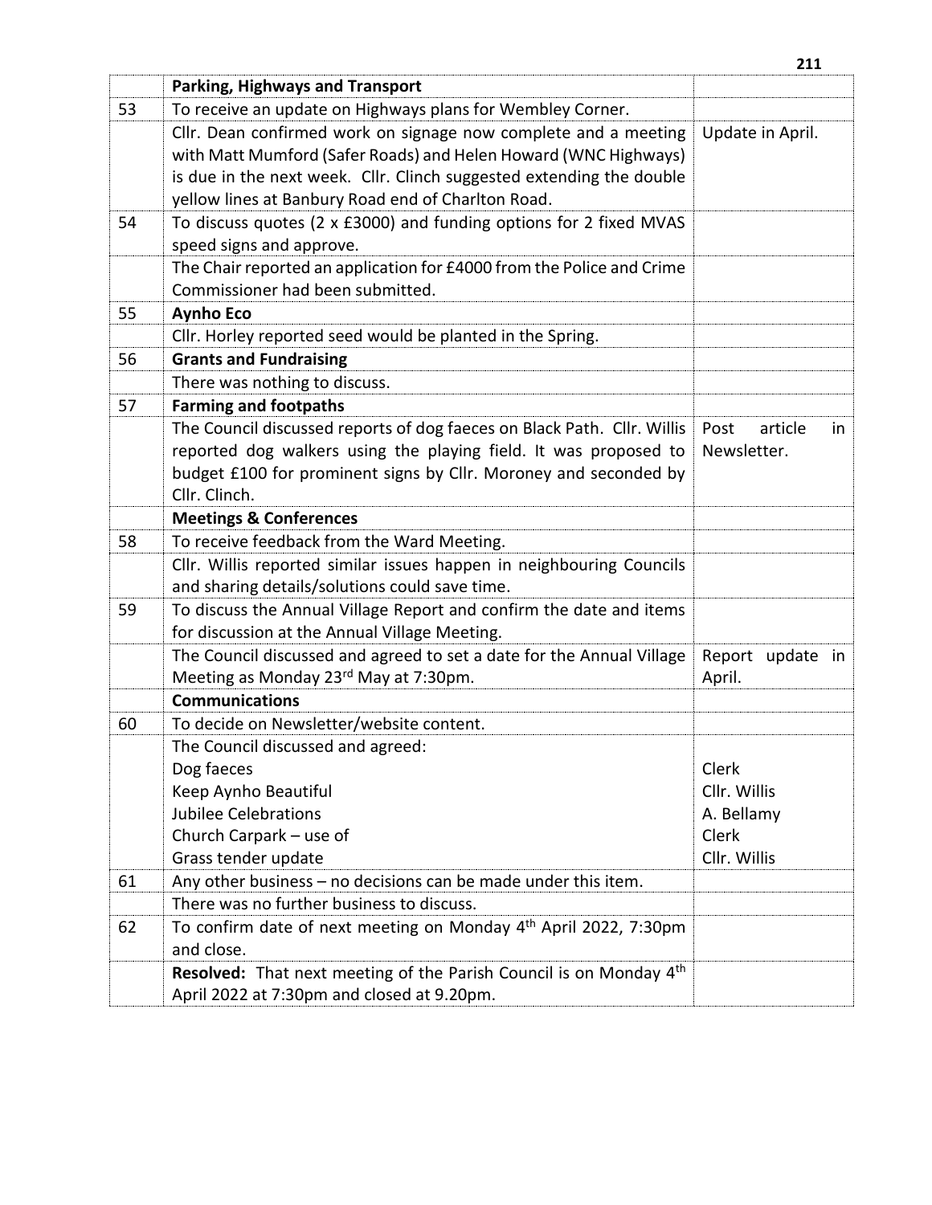| | | |
|---|---|---|
| | **Parking, Highways and Transport** | |
| 53 | To receive an update on Highways plans for Wembley Corner. | |
| | Cllr. Dean confirmed work on signage now complete and a meeting with Matt Mumford (Safer Roads) and Helen Howard (WNC Highways) is due in the next week. Cllr. Clinch suggested extending the double yellow lines at Banbury Road end of Charlton Road. | Update in April. |
| 54 | To discuss quotes (2 x £3000) and funding options for 2 fixed MVAS speed signs and approve. | |
| | The Chair reported an application for £4000 from the Police and Crime Commissioner had been submitted. | |
| 55 | **Aynho Eco** | |
| | Cllr. Horley reported seed would be planted in the Spring. | |
| 56 | **Grants and Fundraising** | |
| | There was nothing to discuss. | |
| 57 | **Farming and footpaths** | |
| | The Council discussed reports of dog faeces on Black Path. Cllr. Willis reported dog walkers using the playing field. It was proposed to budget £100 for prominent signs by Cllr. Moroney and seconded by Cllr. Clinch. | Post article in Newsletter. |
| | **Meetings & Conferences** | |
| 58 | To receive feedback from the Ward Meeting. | |
| | Cllr. Willis reported similar issues happen in neighbouring Councils and sharing details/solutions could save time. | |
| 59 | To discuss the Annual Village Report and confirm the date and items for discussion at the Annual Village Meeting. | |
| | The Council discussed and agreed to set a date for the Annual Village Meeting as Monday 23rd May at 7:30pm. | Report update in April. |
| | **Communications** | |
| 60 | To decide on Newsletter/website content. | |
| | The Council discussed and agreed:<br>Dog faeces<br>Keep Aynho Beautiful<br>Jubilee Celebrations<br>Church Carpark – use of<br>Grass tender update | <br>Clerk<br>Cllr. Willis<br>A. Bellamy<br>Clerk<br>Cllr. Willis |
| 61 | Any other business – no decisions can be made under this item. | |
| | There was no further business to discuss. | |
| 62 | To confirm date of next meeting on Monday 4th April 2022, 7:30pm and close. | |
| | **Resolved:** That next meeting of the Parish Council is on Monday 4th April 2022 at 7:30pm and closed at 9.20pm. | |